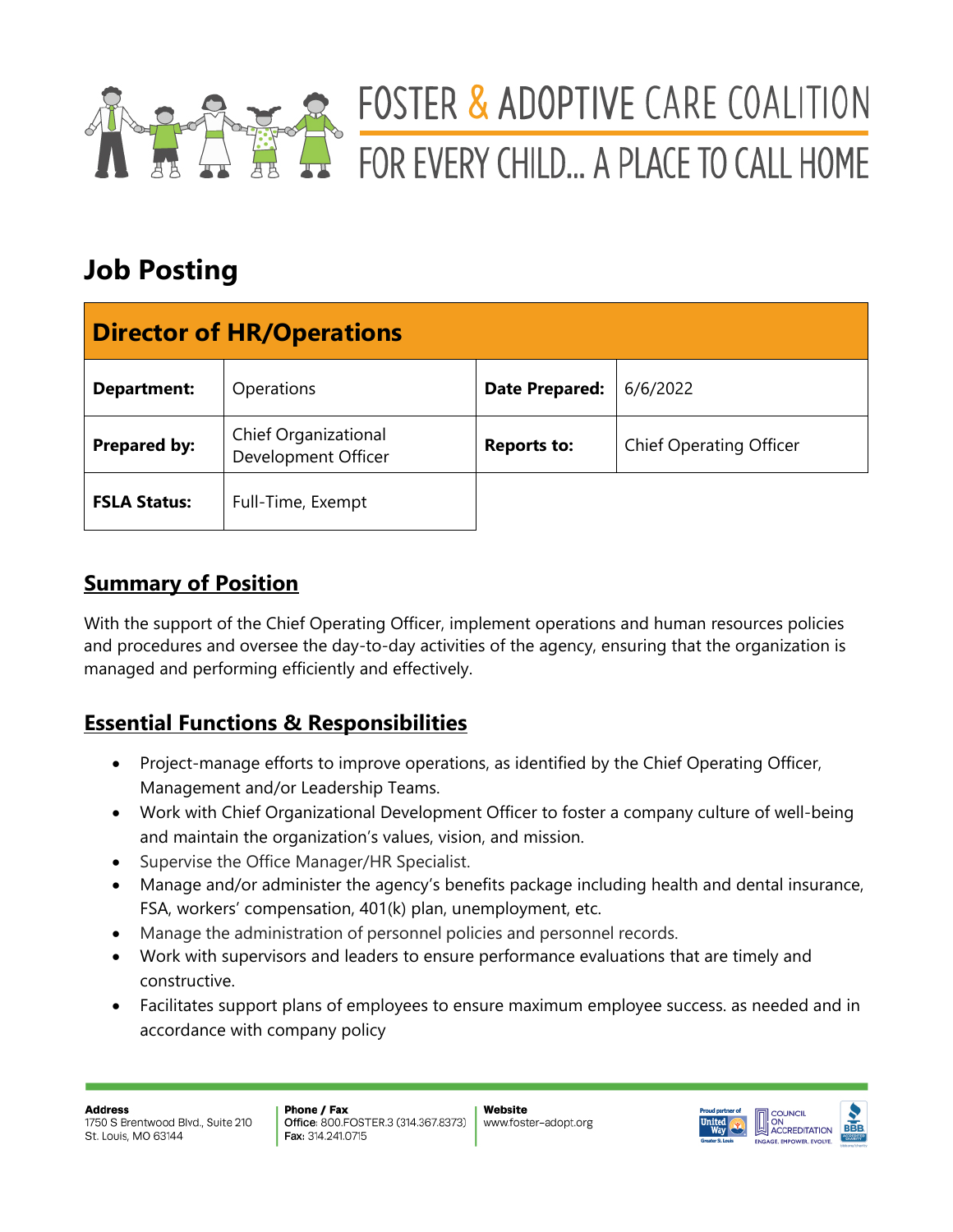FOSTER & ADOPTIVE CARE COALITION

FOR EVERY CHILD... A PLACE TO CALL HOME

# Job Posting

| Director of HR/Operations | | | |
|---|---|---|---|
| **Department:** | Operations | **Date Prepared:** | 6/6/2022 |
| **Prepared by:** | Chief Organizational Development Officer | **Reports to:** | Chief Operating Officer |
| **FSLA Status:** | Full-Time, Exempt | | |

## Summary of Position

With the support of the Chief Operating Officer, implement operations and human resources policies and procedures and oversee the day-to-day activities of the agency, ensuring that the organization is managed and performing efficiently and effectively.

## Essential Functions & Responsibilities

- Project-manage efforts to improve operations, as identified by the Chief Operating Officer, Management and/or Leadership Teams.
- Work with Chief Organizational Development Officer to foster a company culture of well-being and maintain the organization's values, vision, and mission.
- Supervise the Office Manager/HR Specialist.
- Manage and/or administer the agency's benefits package including health and dental insurance, FSA, workers' compensation, 401(k) plan, unemployment, etc.
- Manage the administration of personnel policies and personnel records.
- Work with supervisors and leaders to ensure performance evaluations that are timely and constructive.
- Facilitates support plans of employees to ensure maximum employee success. as needed and in accordance with company policy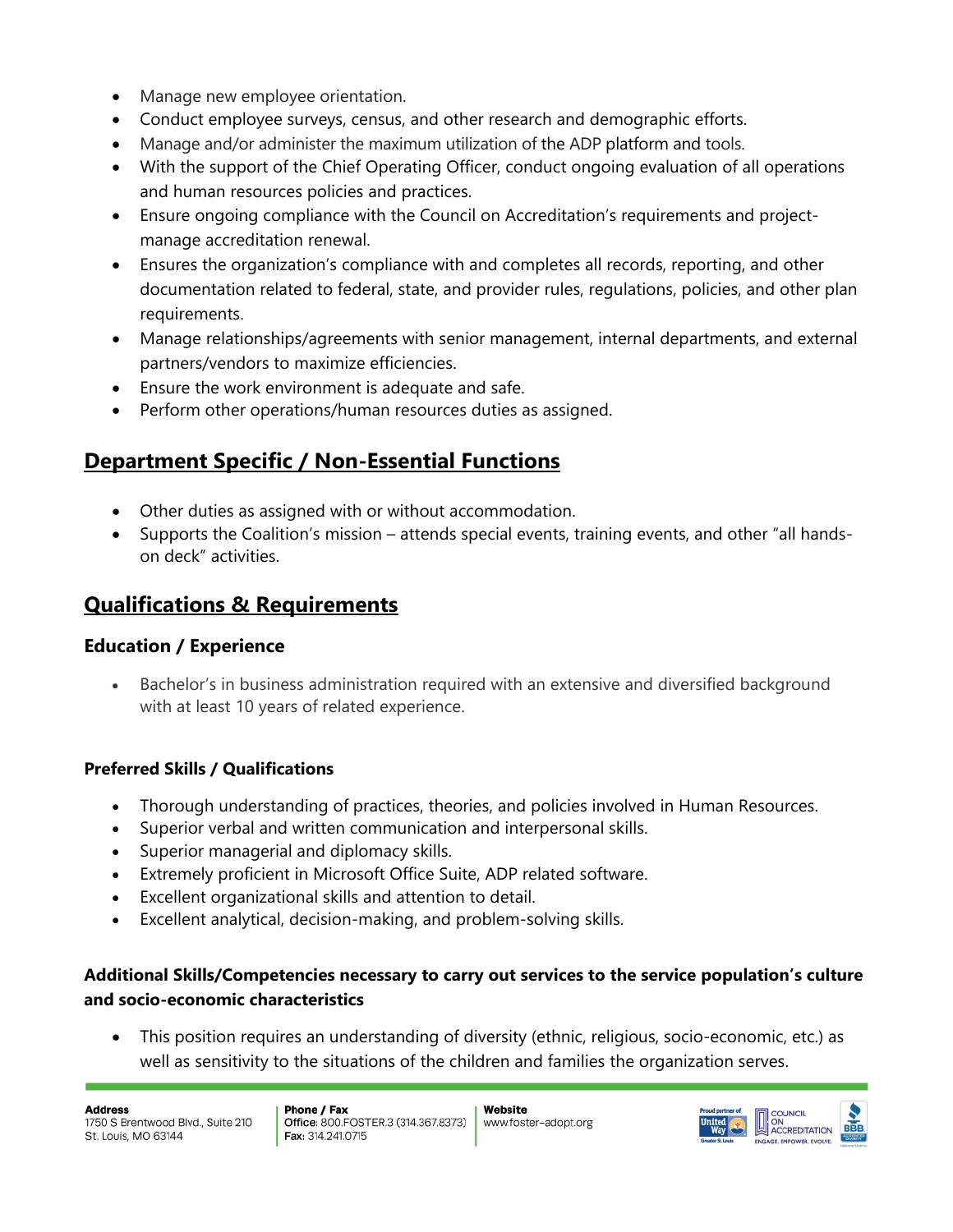- Manage new employee orientation.
- Conduct employee surveys, census, and other research and demographic efforts.
- Manage and/or administer the maximum utilization of the ADP platform and tools.
- With the support of the Chief Operating Officer, conduct ongoing evaluation of all operations and human resources policies and practices.
- Ensure ongoing compliance with the Council on Accreditation's requirements and project-manage accreditation renewal.
- Ensures the organization's compliance with and completes all records, reporting, and other documentation related to federal, state, and provider rules, regulations, policies, and other plan requirements.
- Manage relationships/agreements with senior management, internal departments, and external partners/vendors to maximize efficiencies.
- Ensure the work environment is adequate and safe.
- Perform other operations/human resources duties as assigned.

## Department Specific / Non-Essential Functions

- Other duties as assigned with or without accommodation.
- Supports the Coalition's mission – attends special events, training events, and other "all hands-on deck" activities.

## Qualifications & Requirements

### Education / Experience

- Bachelor's in business administration required with an extensive and diversified background with at least 10 years of related experience.

### Preferred Skills / Qualifications

- Thorough understanding of practices, theories, and policies involved in Human Resources.
- Superior verbal and written communication and interpersonal skills.
- Superior managerial and diplomacy skills.
- Extremely proficient in Microsoft Office Suite, ADP related software.
- Excellent organizational skills and attention to detail.
- Excellent analytical, decision-making, and problem-solving skills.

### Additional Skills/Competencies necessary to carry out services to the service population's culture and socio-economic characteristics

- This position requires an understanding of diversity (ethnic, religious, socio-economic, etc.) as well as sensitivity to the situations of the children and families the organization serves.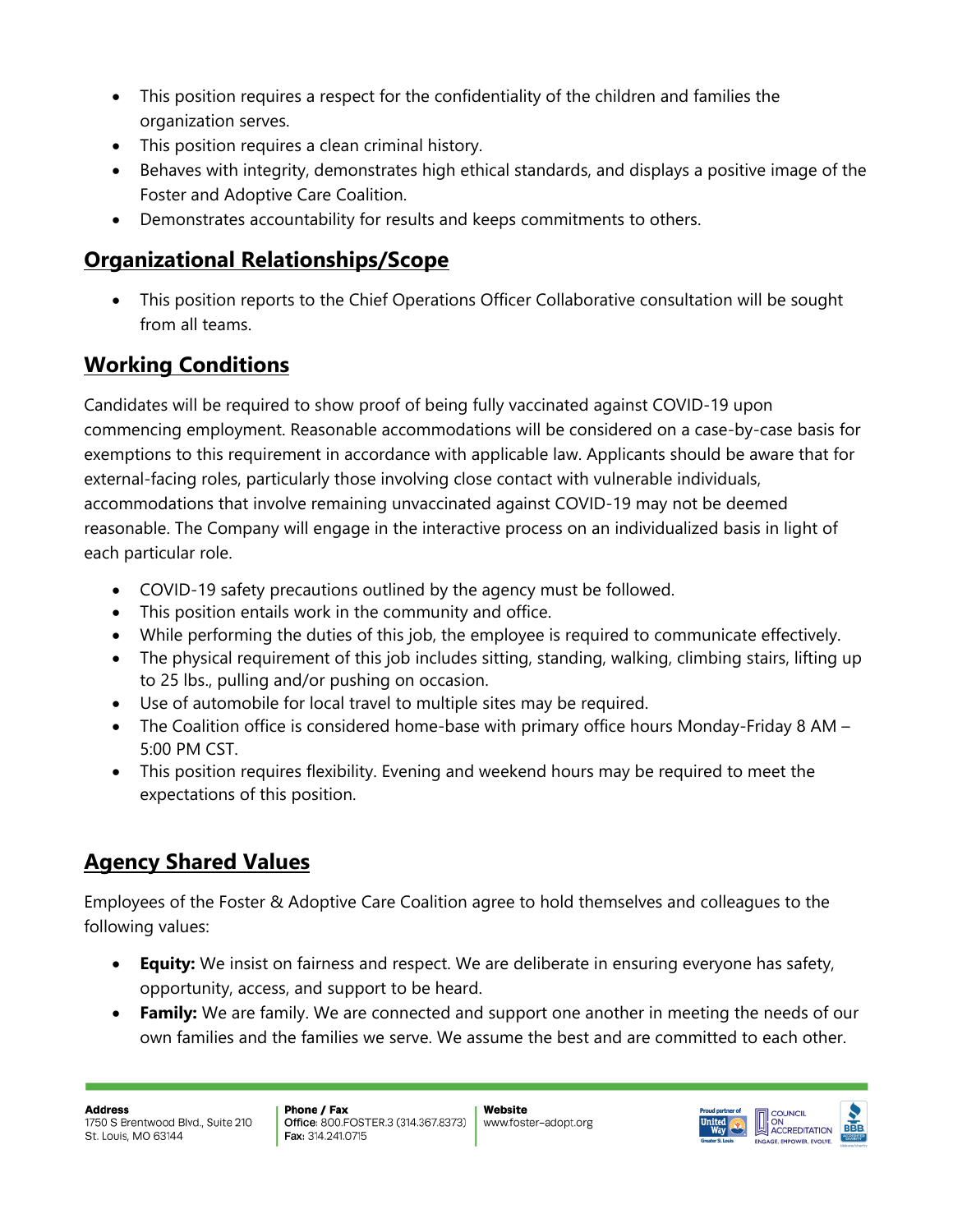- This position requires a respect for the confidentiality of the children and families the organization serves.
- This position requires a clean criminal history.
- Behaves with integrity, demonstrates high ethical standards, and displays a positive image of the Foster and Adoptive Care Coalition.
- Demonstrates accountability for results and keeps commitments to others.

## Organizational Relationships/Scope

- This position reports to the Chief Operations Officer Collaborative consultation will be sought from all teams.

## Working Conditions

Candidates will be required to show proof of being fully vaccinated against COVID-19 upon commencing employment. Reasonable accommodations will be considered on a case-by-case basis for exemptions to this requirement in accordance with applicable law. Applicants should be aware that for external-facing roles, particularly those involving close contact with vulnerable individuals, accommodations that involve remaining unvaccinated against COVID-19 may not be deemed reasonable. The Company will engage in the interactive process on an individualized basis in light of each particular role.

- COVID-19 safety precautions outlined by the agency must be followed.
- This position entails work in the community and office.
- While performing the duties of this job, the employee is required to communicate effectively.
- The physical requirement of this job includes sitting, standing, walking, climbing stairs, lifting up to 25 lbs., pulling and/or pushing on occasion.
- Use of automobile for local travel to multiple sites may be required.
- The Coalition office is considered home-base with primary office hours Monday-Friday 8 AM – 5:00 PM CST.
- This position requires flexibility. Evening and weekend hours may be required to meet the expectations of this position.

## Agency Shared Values

Employees of the Foster & Adoptive Care Coalition agree to hold themselves and colleagues to the following values:

- **Equity:** We insist on fairness and respect. We are deliberate in ensuring everyone has safety, opportunity, access, and support to be heard.
- **Family:** We are family. We are connected and support one another in meeting the needs of our own families and the families we serve. We assume the best and are committed to each other.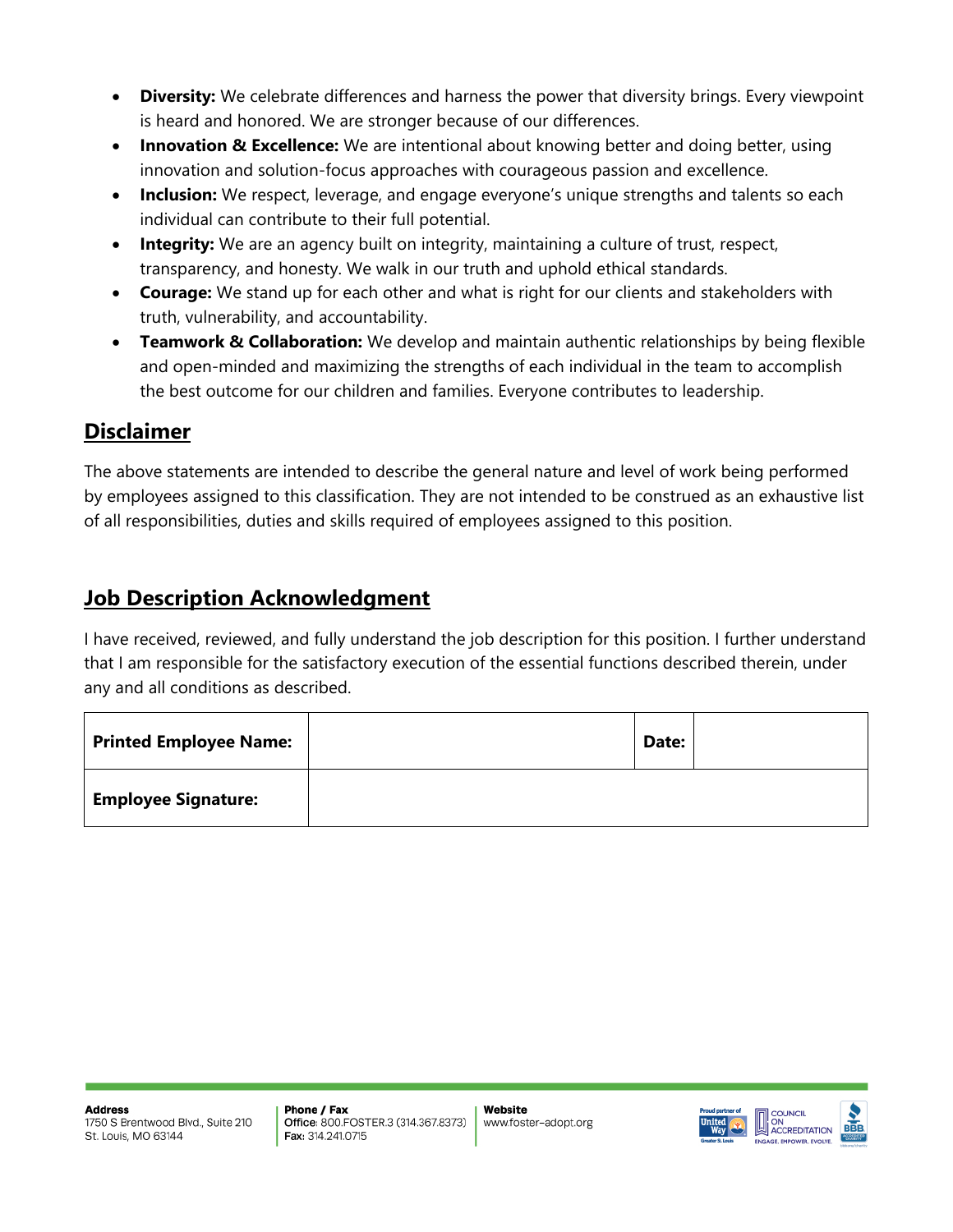- **Diversity:** We celebrate differences and harness the power that diversity brings. Every viewpoint is heard and honored. We are stronger because of our differences.
- **Innovation & Excellence:** We are intentional about knowing better and doing better, using innovation and solution-focus approaches with courageous passion and excellence.
- **Inclusion:** We respect, leverage, and engage everyone's unique strengths and talents so each individual can contribute to their full potential.
- **Integrity:** We are an agency built on integrity, maintaining a culture of trust, respect, transparency, and honesty. We walk in our truth and uphold ethical standards.
- **Courage:** We stand up for each other and what is right for our clients and stakeholders with truth, vulnerability, and accountability.
- **Teamwork & Collaboration:** We develop and maintain authentic relationships by being flexible and open-minded and maximizing the strengths of each individual in the team to accomplish the best outcome for our children and families. Everyone contributes to leadership.

## Disclaimer

The above statements are intended to describe the general nature and level of work being performed by employees assigned to this classification. They are not intended to be construed as an exhaustive list of all responsibilities, duties and skills required of employees assigned to this position.

## Job Description Acknowledgment

I have received, reviewed, and fully understand the job description for this position. I further understand that I am responsible for the satisfactory execution of the essential functions described therein, under any and all conditions as described.

| | | | |
|---|---|---|---|
| **Printed Employee Name:** | | **Date:** | |
| **Employee Signature:** | | | |

**Address**
1750 S Brentwood Blvd., Suite 210
St. Louis, MO 63144

**Phone / Fax**
**Office**: 800.FOSTER.3 (314.367.8373)
**Fax**: 314.241.0715

**Website**
www.foster-adopt.org